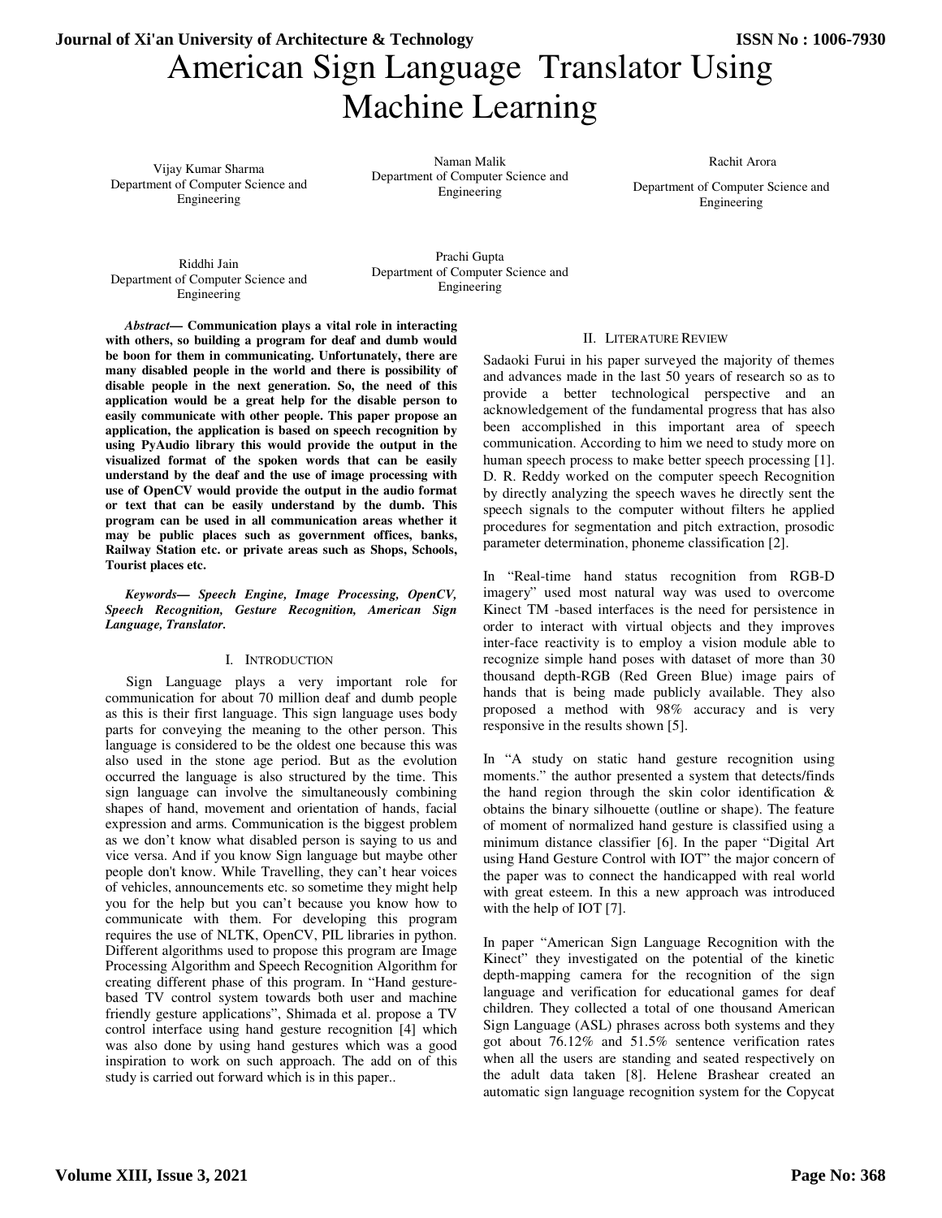# American Sign Language Translator Using Machine Learning

Vijay Kumar Sharma
Department of Computer Science and Engineering

Naman Malik
Department of Computer Science and Engineering

Rachit Arora
Department of Computer Science and Engineering

Riddhi Jain
Department of Computer Science and Engineering

Prachi Gupta
Department of Computer Science and Engineering

***Abstract*— Communication plays a vital role in interacting with others, so building a program for deaf and dumb would be boon for them in communicating. Unfortunately, there are many disabled people in the world and there is possibility of disable people in the next generation. So, the need of this application would be a great help for the disable person to easily communicate with other people. This paper propose an application, the application is based on speech recognition by using PyAudio library this would provide the output in the visualized format of the spoken words that can be easily understand by the deaf and the use of image processing with use of OpenCV would provide the output in the audio format or text that can be easily understand by the dumb. This program can be used in all communication areas whether it may be public places such as government offices, banks, Railway Station etc. or private areas such as Shops, Schools, Tourist places etc.**

***Keywords— Speech Engine, Image Processing, OpenCV, Speech Recognition, Gesture Recognition, American Sign Language, Translator.***

## I. Introduction

Sign Language plays a very important role for communication for about 70 million deaf and dumb people as this is their first language. This sign language uses body parts for conveying the meaning to the other person. This language is considered to be the oldest one because this was also used in the stone age period. But as the evolution occurred the language is also structured by the time. This sign language can involve the simultaneously combining shapes of hand, movement and orientation of hands, facial expression and arms. Communication is the biggest problem as we don't know what disabled person is saying to us and vice versa. And if you know Sign language but maybe other people don't know. While Travelling, they can't hear voices of vehicles, announcements etc. so sometime they might help you for the help but you can't because you know how to communicate with them. For developing this program requires the use of NLTK, OpenCV, PIL libraries in python. Different algorithms used to propose this program are Image Processing Algorithm and Speech Recognition Algorithm for creating different phase of this program. In "Hand gesture-based TV control system towards both user and machine friendly gesture applications", Shimada et al. propose a TV control interface using hand gesture recognition [4] which was also done by using hand gestures which was a good inspiration to work on such approach. The add on of this study is carried out forward which is in this paper..

## II. Literature Review

Sadaoki Furui in his paper surveyed the majority of themes and advances made in the last 50 years of research so as to provide a better technological perspective and an acknowledgement of the fundamental progress that has also been accomplished in this important area of speech communication. According to him we need to study more on human speech process to make better speech processing [1]. D. R. Reddy worked on the computer speech Recognition by directly analyzing the speech waves he directly sent the speech signals to the computer without filters he applied procedures for segmentation and pitch extraction, prosodic parameter determination, phoneme classification [2].

In "Real-time hand status recognition from RGB-D imagery" used most natural way was used to overcome Kinect TM -based interfaces is the need for persistence in order to interact with virtual objects and they improves inter-face reactivity is to employ a vision module able to recognize simple hand poses with dataset of more than 30 thousand depth-RGB (Red Green Blue) image pairs of hands that is being made publicly available. They also proposed a method with 98% accuracy and is very responsive in the results shown [5].

In "A study on static hand gesture recognition using moments." the author presented a system that detects/finds the hand region through the skin color identification & obtains the binary silhouette (outline or shape). The feature of moment of normalized hand gesture is classified using a minimum distance classifier [6]. In the paper "Digital Art using Hand Gesture Control with IOT" the major concern of the paper was to connect the handicapped with real world with great esteem. In this a new approach was introduced with the help of IOT [7].

In paper "American Sign Language Recognition with the Kinect" they investigated on the potential of the kinetic depth-mapping camera for the recognition of the sign language and verification for educational games for deaf children. They collected a total of one thousand American Sign Language (ASL) phrases across both systems and they got about 76.12% and 51.5% sentence verification rates when all the users are standing and seated respectively on the adult data taken [8]. Helene Brashear created an automatic sign language recognition system for the Copycat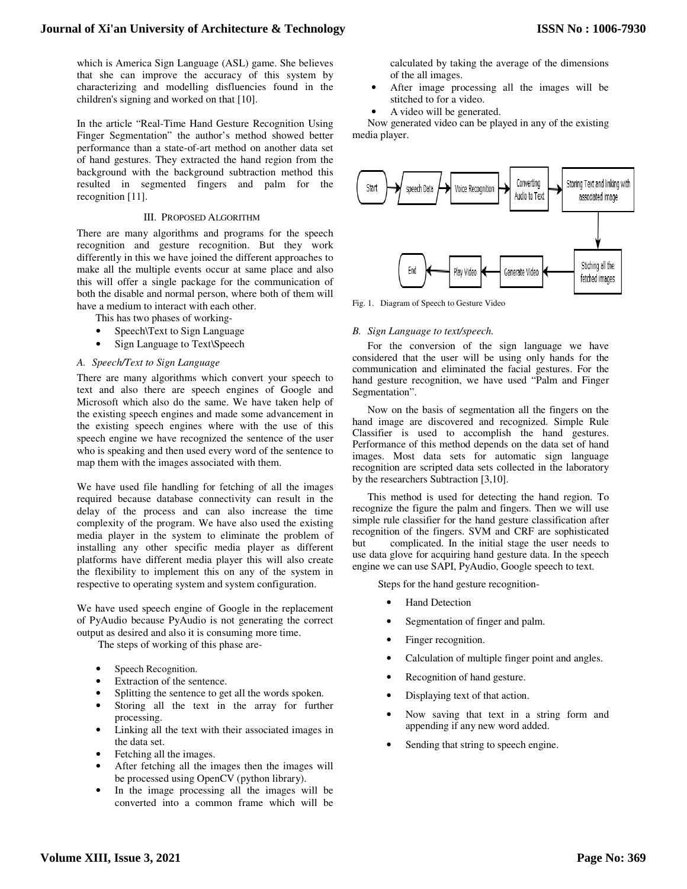which is America Sign Language (ASL) game. She believes that she can improve the accuracy of this system by characterizing and modelling disfluencies found in the children's signing and worked on that [10].

In the article "Real-Time Hand Gesture Recognition Using Finger Segmentation" the author's method showed better performance than a state-of-art method on another data set of hand gestures. They extracted the hand region from the background with the background subtraction method this resulted in segmented fingers and palm for the recognition [11].

## III. Proposed Algorithm

There are many algorithms and programs for the speech recognition and gesture recognition. But they work differently in this we have joined the different approaches to make all the multiple events occur at same place and also this will offer a single package for the communication of both the disable and normal person, where both of them will have a medium to interact with each other.

This has two phases of working-

- Speech\Text to Sign Language
- Sign Language to Text\Speech

### A. Speech/Text to Sign Language

There are many algorithms which convert your speech to text and also there are speech engines of Google and Microsoft which also do the same. We have taken help of the existing speech engines and made some advancement in the existing speech engines where with the use of this speech engine we have recognized the sentence of the user who is speaking and then used every word of the sentence to map them with the images associated with them.

We have used file handling for fetching of all the images required because database connectivity can result in the delay of the process and can also increase the time complexity of the program. We have also used the existing media player in the system to eliminate the problem of installing any other specific media player as different platforms have different media player this will also create the flexibility to implement this on any of the system in respective to operating system and system configuration.

We have used speech engine of Google in the replacement of PyAudio because PyAudio is not generating the correct output as desired and also it is consuming more time.

The steps of working of this phase are-

- Speech Recognition.
- Extraction of the sentence.
- Splitting the sentence to get all the words spoken.
- Storing all the text in the array for further processing.
- Linking all the text with their associated images in the data set.
- Fetching all the images.
- After fetching all the images then the images will be processed using OpenCV (python library).
- In the image processing all the images will be converted into a common frame which will be calculated by taking the average of the dimensions of the all images.
- After image processing all the images will be stitched to for a video.
- A video will be generated.

Now generated video can be played in any of the existing media player.

Start → speech Data → Voice Recognition → Converting Audio to Text → Storing Text and linking with associated image → Stiching all the fetched images → Generate Video → Play Video → End

Fig. 1. Diagram of Speech to Gesture Video

### B. Sign Language to text/speech.

For the conversion of the sign language we have considered that the user will be using only hands for the communication and eliminated the facial gestures. For the hand gesture recognition, we have used "Palm and Finger Segmentation".

Now on the basis of segmentation all the fingers on the hand image are discovered and recognized. Simple Rule Classifier is used to accomplish the hand gestures. Performance of this method depends on the data set of hand images. Most data sets for automatic sign language recognition are scripted data sets collected in the laboratory by the researchers Subtraction [3,10].

This method is used for detecting the hand region. To recognize the figure the palm and fingers. Then we will use simple rule classifier for the hand gesture classification after recognition of the fingers. SVM and CRF are sophisticated but complicated. In the initial stage the user needs to use data glove for acquiring hand gesture data. In the speech engine we can use SAPI, PyAudio, Google speech to text.

Steps for the hand gesture recognition-

- Hand Detection
- Segmentation of finger and palm.
- Finger recognition.
- Calculation of multiple finger point and angles.
- Recognition of hand gesture.
- Displaying text of that action.
- Now saving that text in a string form and appending if any new word added.
- Sending that string to speech engine.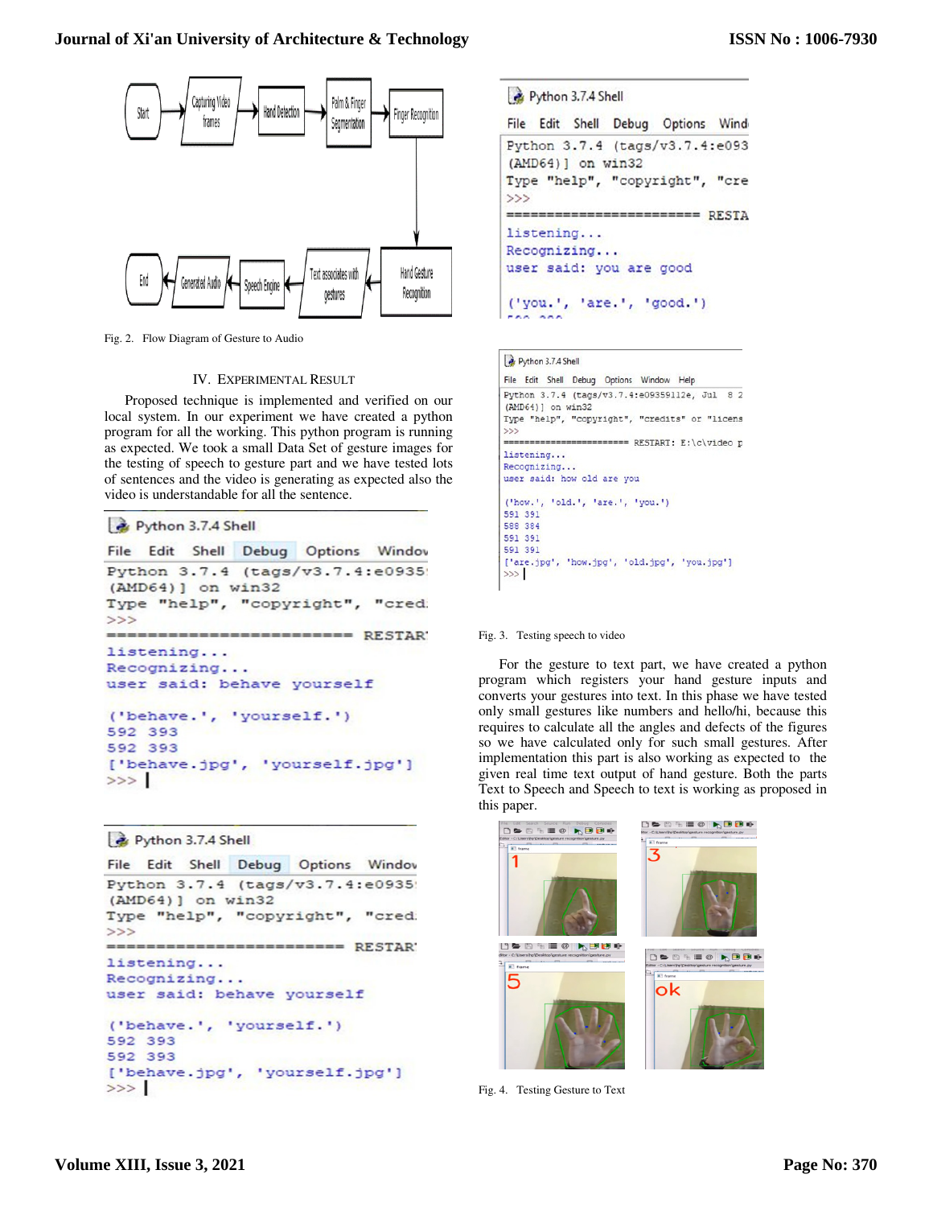Fig. 2. Flow Diagram of Gesture to Audio

## IV. EXPERIMENTAL RESULT

Proposed technique is implemented and verified on our local system. In our experiment we have created a python program for all the working. This python program is running as expected. We took a small Data Set of gesture images for the testing of speech to gesture part and we have tested lots of sentences and the video is generating as expected also the video is understandable for all the sentence.

Fig. 3. Testing speech to video

For the gesture to text part, we have created a python program which registers your hand gesture inputs and converts your gestures into text. In this phase we have tested only small gestures like numbers and hello/hi, because this requires to calculate all the angles and defects of the figures so we have calculated only for such small gestures. After implementation this part is also working as expected to the given real time text output of hand gesture. Both the parts Text to Speech and Speech to text is working as proposed in this paper.

Fig. 4. Testing Gesture to Text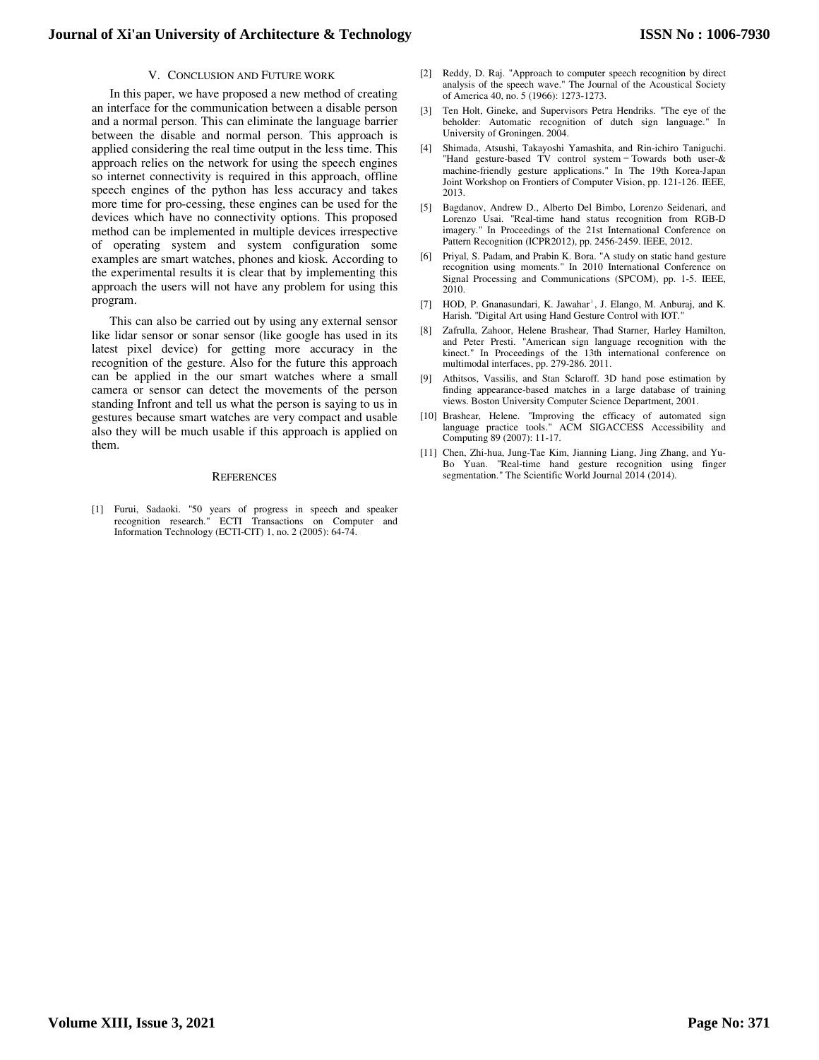## V. CONCLUSION AND FUTURE WORK

In this paper, we have proposed a new method of creating an interface for the communication between a disable person and a normal person. This can eliminate the language barrier between the disable and normal person. This approach is applied considering the real time output in the less time. This approach relies on the network for using the speech engines so internet connectivity is required in this approach, offline speech engines of the python has less accuracy and takes more time for pro-cessing, these engines can be used for the devices which have no connectivity options. This proposed method can be implemented in multiple devices irrespective of operating system and system configuration some examples are smart watches, phones and kiosk. According to the experimental results it is clear that by implementing this approach the users will not have any problem for using this program.

This can also be carried out by using any external sensor like lidar sensor or sonar sensor (like google has used in its latest pixel device) for getting more accuracy in the recognition of the gesture. Also for the future this approach can be applied in the our smart watches where a small camera or sensor can detect the movements of the person standing Infront and tell us what the person is saying to us in gestures because smart watches are very compact and usable also they will be much usable if this approach is applied on them.

## REFERENCES

[1] Furui, Sadaoki. "50 years of progress in speech and speaker recognition research." ECTI Transactions on Computer and Information Technology (ECTI-CIT) 1, no. 2 (2005): 64-74.

[2] Reddy, D. Raj. "Approach to computer speech recognition by direct analysis of the speech wave." The Journal of the Acoustical Society of America 40, no. 5 (1966): 1273-1273.

[3] Ten Holt, Gineke, and Supervisors Petra Hendriks. "The eye of the beholder: Automatic recognition of dutch sign language." In University of Groningen. 2004.

[4] Shimada, Atsushi, Takayoshi Yamashita, and Rin-ichiro Taniguchi. "Hand gesture-based TV control system－Towards both user-& machine-friendly gesture applications." In The 19th Korea-Japan Joint Workshop on Frontiers of Computer Vision, pp. 121-126. IEEE, 2013.

[5] Bagdanov, Andrew D., Alberto Del Bimbo, Lorenzo Seidenari, and Lorenzo Usai. "Real-time hand status recognition from RGB-D imagery." In Proceedings of the 21st International Conference on Pattern Recognition (ICPR2012), pp. 2456-2459. IEEE, 2012.

[6] Priyal, S. Padam, and Prabin K. Bora. "A study on static hand gesture recognition using moments." In 2010 International Conference on Signal Processing and Communications (SPCOM), pp. 1-5. IEEE, 2010.

[7] HOD, P. Gnanasundari, K. Jawahar[1], J. Elango, M. Anburaj, and K. Harish. "Digital Art using Hand Gesture Control with IOT."

[8] Zafrulla, Zahoor, Helene Brashear, Thad Starner, Harley Hamilton, and Peter Presti. "American sign language recognition with the kinect." In Proceedings of the 13th international conference on multimodal interfaces, pp. 279-286. 2011.

[9] Athitsos, Vassilis, and Stan Sclaroff. 3D hand pose estimation by finding appearance-based matches in a large database of training views. Boston University Computer Science Department, 2001.

[10] Brashear, Helene. "Improving the efficacy of automated sign language practice tools." ACM SIGACCESS Accessibility and Computing 89 (2007): 11-17.

[11] Chen, Zhi-hua, Jung-Tae Kim, Jianning Liang, Jing Zhang, and Yu-Bo Yuan. "Real-time hand gesture recognition using finger segmentation." The Scientific World Journal 2014 (2014).